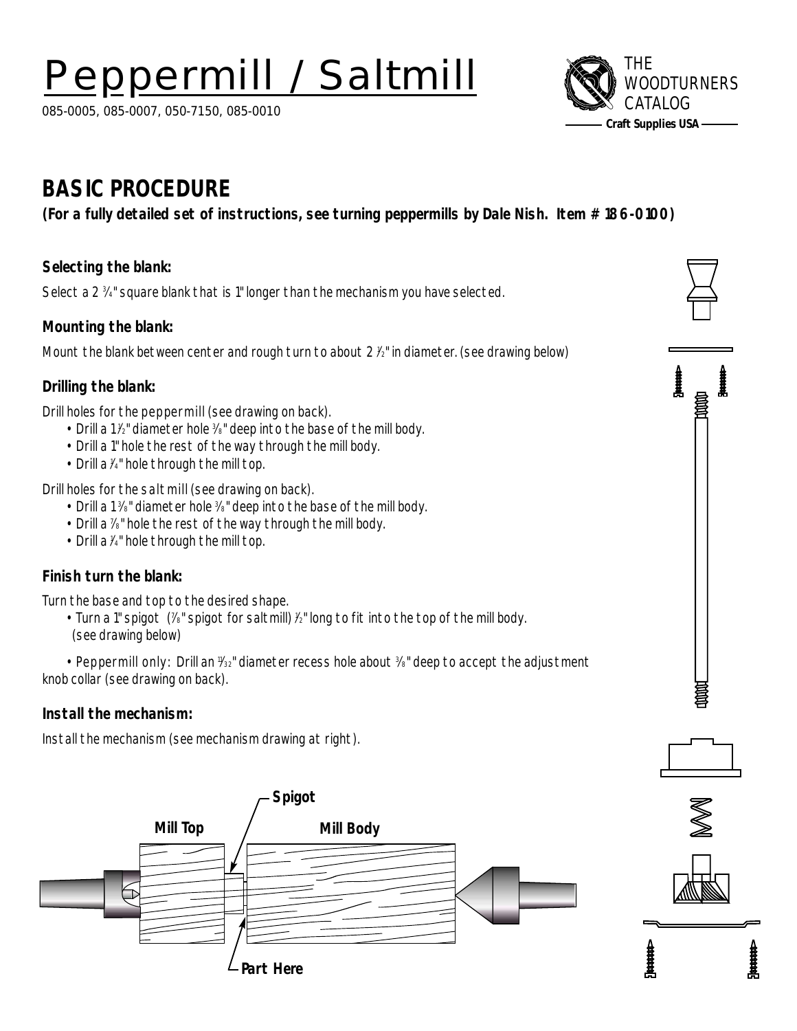# Peppermill / Saltmill

085-0005, 085-0007, 050-7150, 085-0010

THE WOODTURNERS CATALOG
Craft Supplies USA

## BASIC PROCEDURE

**(For a fully detailed set of instructions, see turning peppermills by Dale Nish. Item # 186-0100)**

### Selecting the blank:

Select a 2 ¾" square blank that is 1" longer than the mechanism you have selected.

### Mounting the blank:

Mount the blank between center and rough turn to about 2 ½" in diameter. (see drawing below)

### Drilling the blank:

Drill holes for the peppermill (see drawing on back).

- Drill a 1½" diameter hole ⅜" deep into the base of the mill body.
- Drill a 1" hole the rest of the way through the mill body.
- Drill a ¾" hole through the mill top.

Drill holes for the salt mill (see drawing on back).

- Drill a 1⅜" diameter hole ⅜" deep into the base of the mill body.
- Drill a ⅞" hole the rest of the way through the mill body.
- Drill a ¾" hole through the mill top.

### Finish turn the blank:

Turn the base and top to the desired shape.

- Turn a 1" spigot (⅞" spigot for saltmill) ½" long to fit into the top of the mill body. (see drawing below)
- Peppermill only: Drill an 11/32" diameter recess hole about ⅜" deep to accept the adjustment knob collar (see drawing on back).

### Install the mechanism:

Install the mechanism (see mechanism drawing at right).

Spigot

Mill Top

Mill Body

Part Here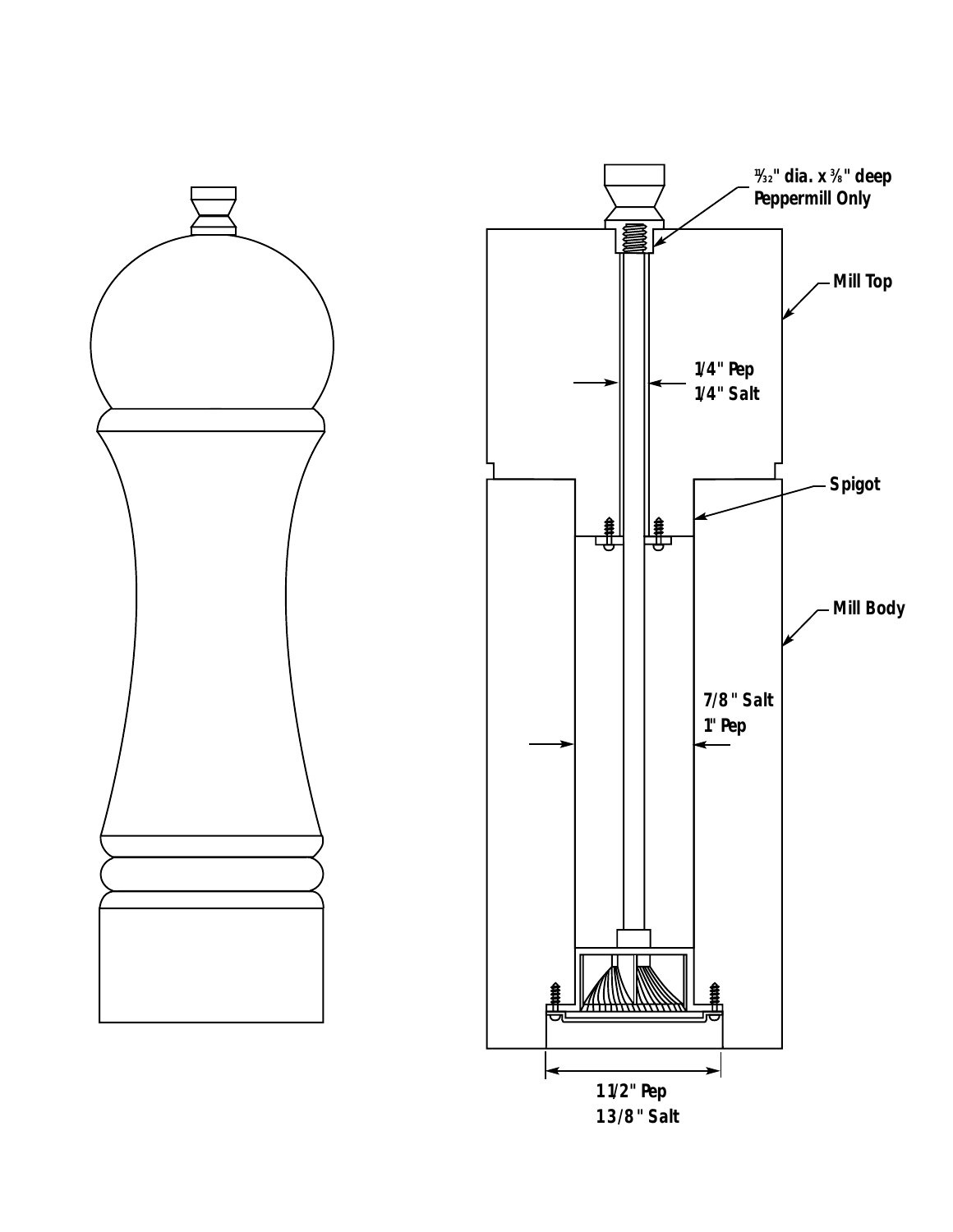11⁄32" dia. x 3⁄8" deep
Peppermill Only

Mill Top

1/4" Pep
1/4" Salt

Spigot

Mill Body

7/8" Salt
1" Pep

1 1/2" Pep
1 3/8" Salt